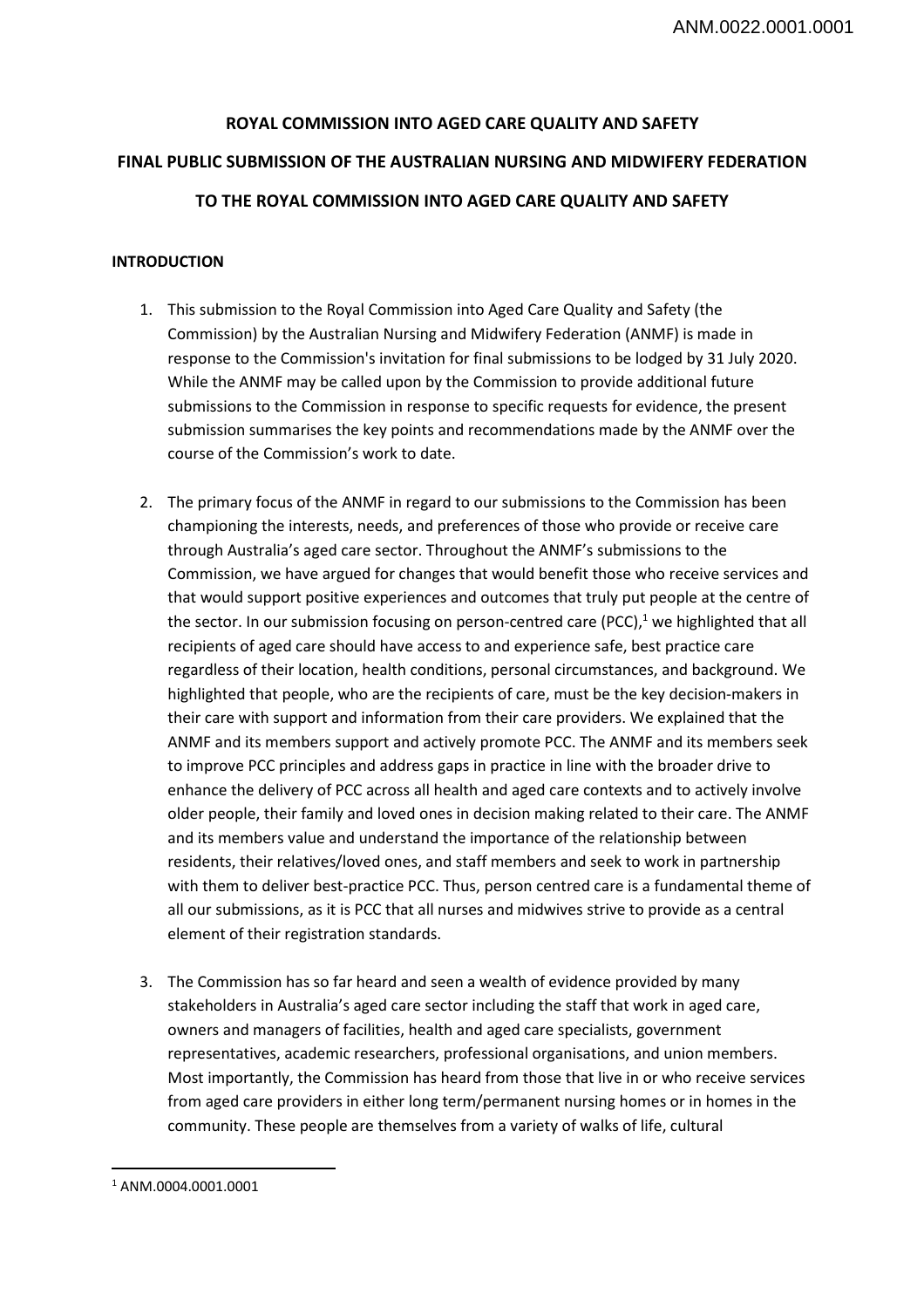**ROYAL COMMISSION INTO AGED CARE QUALITY AND SAFETY**

**FINAL PUBLIC SUBMISSION OF THE AUSTRALIAN NURSING AND MIDWIFERY FEDERATION**

**TO THE ROYAL COMMISSION INTO AGED CARE QUALITY AND SAFETY**

**INTRODUCTION**

1. This submission to the Royal Commission into Aged Care Quality and Safety (the Commission) by the Australian Nursing and Midwifery Federation (ANMF) is made in response to the Commission's invitation for final submissions to be lodged by 31 July 2020. While the ANMF may be called upon by the Commission to provide additional future submissions to the Commission in response to specific requests for evidence, the present submission summarises the key points and recommendations made by the ANMF over the course of the Commission's work to date.

2. The primary focus of the ANMF in regard to our submissions to the Commission has been championing the interests, needs, and preferences of those who provide or receive care through Australia's aged care sector. Throughout the ANMF's submissions to the Commission, we have argued for changes that would benefit those who receive services and that would support positive experiences and outcomes that truly put people at the centre of the sector. In our submission focusing on person-centred care (PCC),[1] we highlighted that all recipients of aged care should have access to and experience safe, best practice care regardless of their location, health conditions, personal circumstances, and background. We highlighted that people, who are the recipients of care, must be the key decision-makers in their care with support and information from their care providers. We explained that the ANMF and its members support and actively promote PCC. The ANMF and its members seek to improve PCC principles and address gaps in practice in line with the broader drive to enhance the delivery of PCC across all health and aged care contexts and to actively involve older people, their family and loved ones in decision making related to their care. The ANMF and its members value and understand the importance of the relationship between residents, their relatives/loved ones, and staff members and seek to work in partnership with them to deliver best-practice PCC. Thus, person centred care is a fundamental theme of all our submissions, as it is PCC that all nurses and midwives strive to provide as a central element of their registration standards.

3. The Commission has so far heard and seen a wealth of evidence provided by many stakeholders in Australia's aged care sector including the staff that work in aged care, owners and managers of facilities, health and aged care specialists, government representatives, academic researchers, professional organisations, and union members. Most importantly, the Commission has heard from those that live in or who receive services from aged care providers in either long term/permanent nursing homes or in homes in the community. These people are themselves from a variety of walks of life, cultural

[1] ANM.0004.0001.0001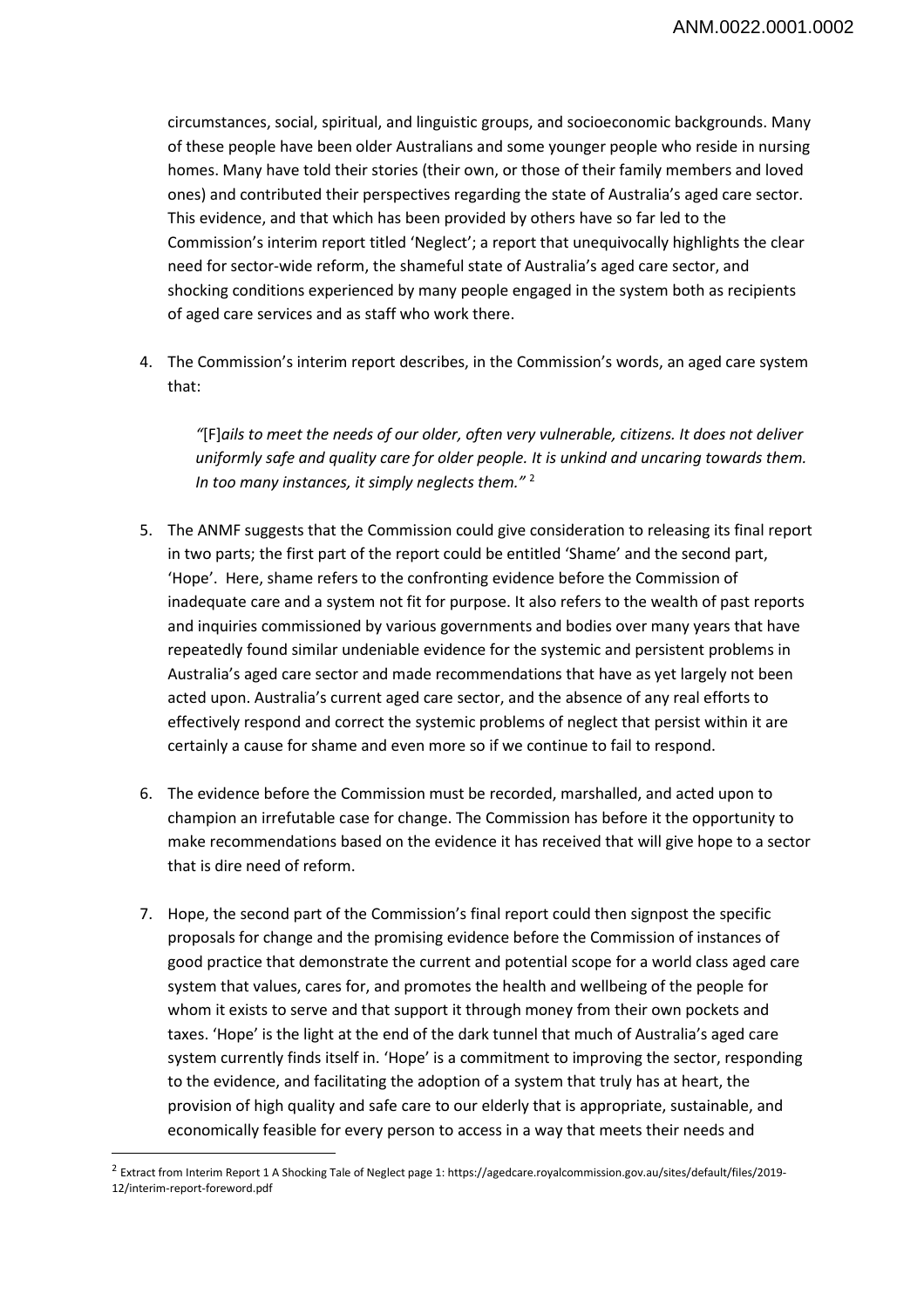circumstances, social, spiritual, and linguistic groups, and socioeconomic backgrounds. Many of these people have been older Australians and some younger people who reside in nursing homes. Many have told their stories (their own, or those of their family members and loved ones) and contributed their perspectives regarding the state of Australia's aged care sector. This evidence, and that which has been provided by others have so far led to the Commission's interim report titled 'Neglect'; a report that unequivocally highlights the clear need for sector-wide reform, the shameful state of Australia's aged care sector, and shocking conditions experienced by many people engaged in the system both as recipients of aged care services and as staff who work there.

4. The Commission's interim report describes, in the Commission's words, an aged care system that:

   *"*[F]*ails to meet the needs of our older, often very vulnerable, citizens. It does not deliver uniformly safe and quality care for older people. It is unkind and uncaring towards them. In too many instances, it simply neglects them."* [2]

5. The ANMF suggests that the Commission could give consideration to releasing its final report in two parts; the first part of the report could be entitled 'Shame' and the second part, 'Hope'. Here, shame refers to the confronting evidence before the Commission of inadequate care and a system not fit for purpose. It also refers to the wealth of past reports and inquiries commissioned by various governments and bodies over many years that have repeatedly found similar undeniable evidence for the systemic and persistent problems in Australia's aged care sector and made recommendations that have as yet largely not been acted upon. Australia's current aged care sector, and the absence of any real efforts to effectively respond and correct the systemic problems of neglect that persist within it are certainly a cause for shame and even more so if we continue to fail to respond.

6. The evidence before the Commission must be recorded, marshalled, and acted upon to champion an irrefutable case for change. The Commission has before it the opportunity to make recommendations based on the evidence it has received that will give hope to a sector that is dire need of reform.

7. Hope, the second part of the Commission's final report could then signpost the specific proposals for change and the promising evidence before the Commission of instances of good practice that demonstrate the current and potential scope for a world class aged care system that values, cares for, and promotes the health and wellbeing of the people for whom it exists to serve and that support it through money from their own pockets and taxes. 'Hope' is the light at the end of the dark tunnel that much of Australia's aged care system currently finds itself in. 'Hope' is a commitment to improving the sector, responding to the evidence, and facilitating the adoption of a system that truly has at heart, the provision of high quality and safe care to our elderly that is appropriate, sustainable, and economically feasible for every person to access in a way that meets their needs and

---

[2] Extract from Interim Report 1 A Shocking Tale of Neglect page 1: https://agedcare.royalcommission.gov.au/sites/default/files/2019-12/interim-report-foreword.pdf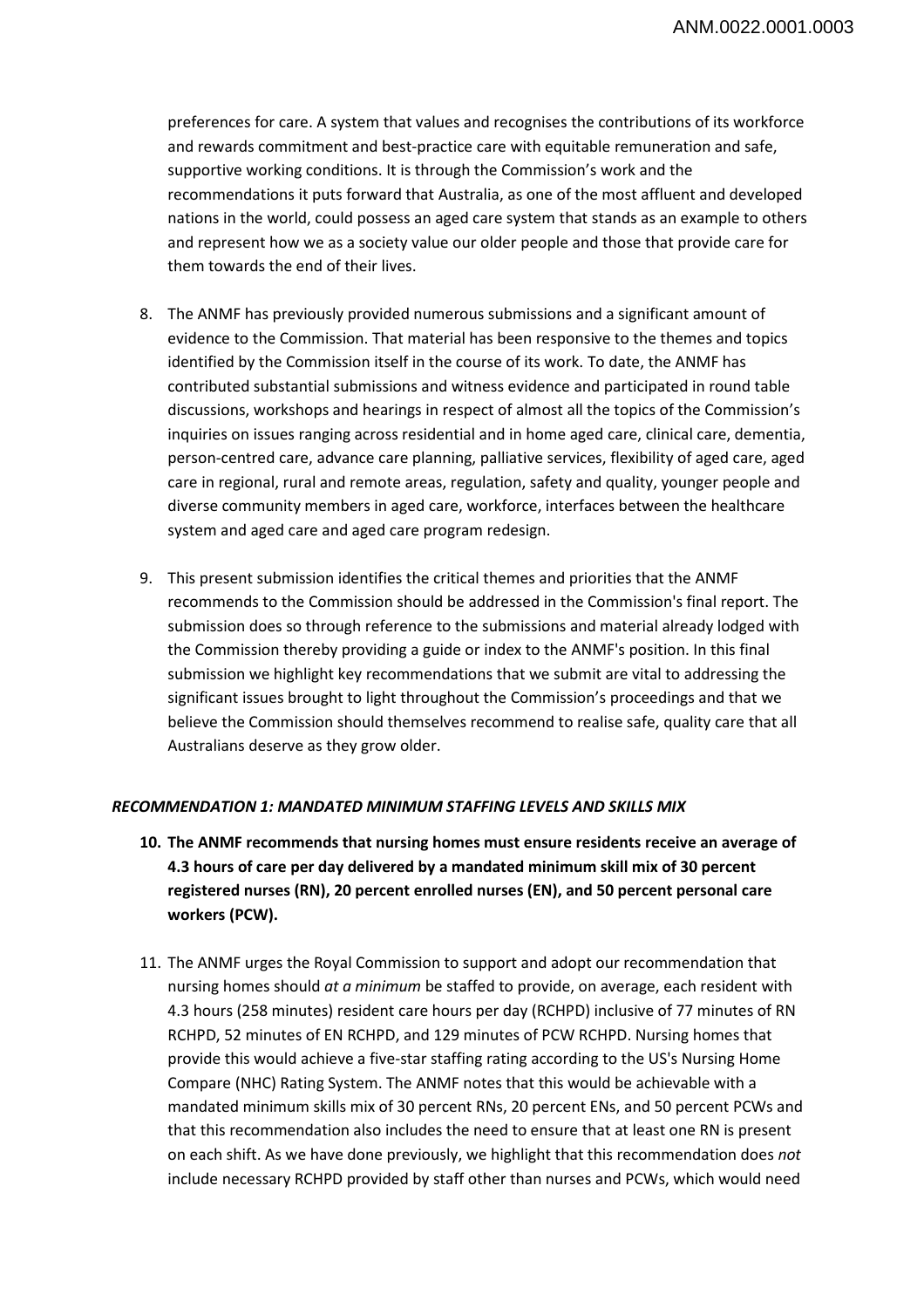preferences for care. A system that values and recognises the contributions of its workforce and rewards commitment and best-practice care with equitable remuneration and safe, supportive working conditions. It is through the Commission's work and the recommendations it puts forward that Australia, as one of the most affluent and developed nations in the world, could possess an aged care system that stands as an example to others and represent how we as a society value our older people and those that provide care for them towards the end of their lives.

8. The ANMF has previously provided numerous submissions and a significant amount of evidence to the Commission. That material has been responsive to the themes and topics identified by the Commission itself in the course of its work. To date, the ANMF has contributed substantial submissions and witness evidence and participated in round table discussions, workshops and hearings in respect of almost all the topics of the Commission's inquiries on issues ranging across residential and in home aged care, clinical care, dementia, person-centred care, advance care planning, palliative services, flexibility of aged care, aged care in regional, rural and remote areas, regulation, safety and quality, younger people and diverse community members in aged care, workforce, interfaces between the healthcare system and aged care and aged care program redesign.

9. This present submission identifies the critical themes and priorities that the ANMF recommends to the Commission should be addressed in the Commission's final report. The submission does so through reference to the submissions and material already lodged with the Commission thereby providing a guide or index to the ANMF's position. In this final submission we highlight key recommendations that we submit are vital to addressing the significant issues brought to light throughout the Commission's proceedings and that we believe the Commission should themselves recommend to realise safe, quality care that all Australians deserve as they grow older.

***RECOMMENDATION 1: MANDATED MINIMUM STAFFING LEVELS AND SKILLS MIX***

10. **The ANMF recommends that nursing homes must ensure residents receive an average of 4.3 hours of care per day delivered by a mandated minimum skill mix of 30 percent registered nurses (RN), 20 percent enrolled nurses (EN), and 50 percent personal care workers (PCW).**

11. The ANMF urges the Royal Commission to support and adopt our recommendation that nursing homes should *at a minimum* be staffed to provide, on average, each resident with 4.3 hours (258 minutes) resident care hours per day (RCHPD) inclusive of 77 minutes of RN RCHPD, 52 minutes of EN RCHPD, and 129 minutes of PCW RCHPD. Nursing homes that provide this would achieve a five-star staffing rating according to the US's Nursing Home Compare (NHC) Rating System. The ANMF notes that this would be achievable with a mandated minimum skills mix of 30 percent RNs, 20 percent ENs, and 50 percent PCWs and that this recommendation also includes the need to ensure that at least one RN is present on each shift. As we have done previously, we highlight that this recommendation does *not* include necessary RCHPD provided by staff other than nurses and PCWs, which would need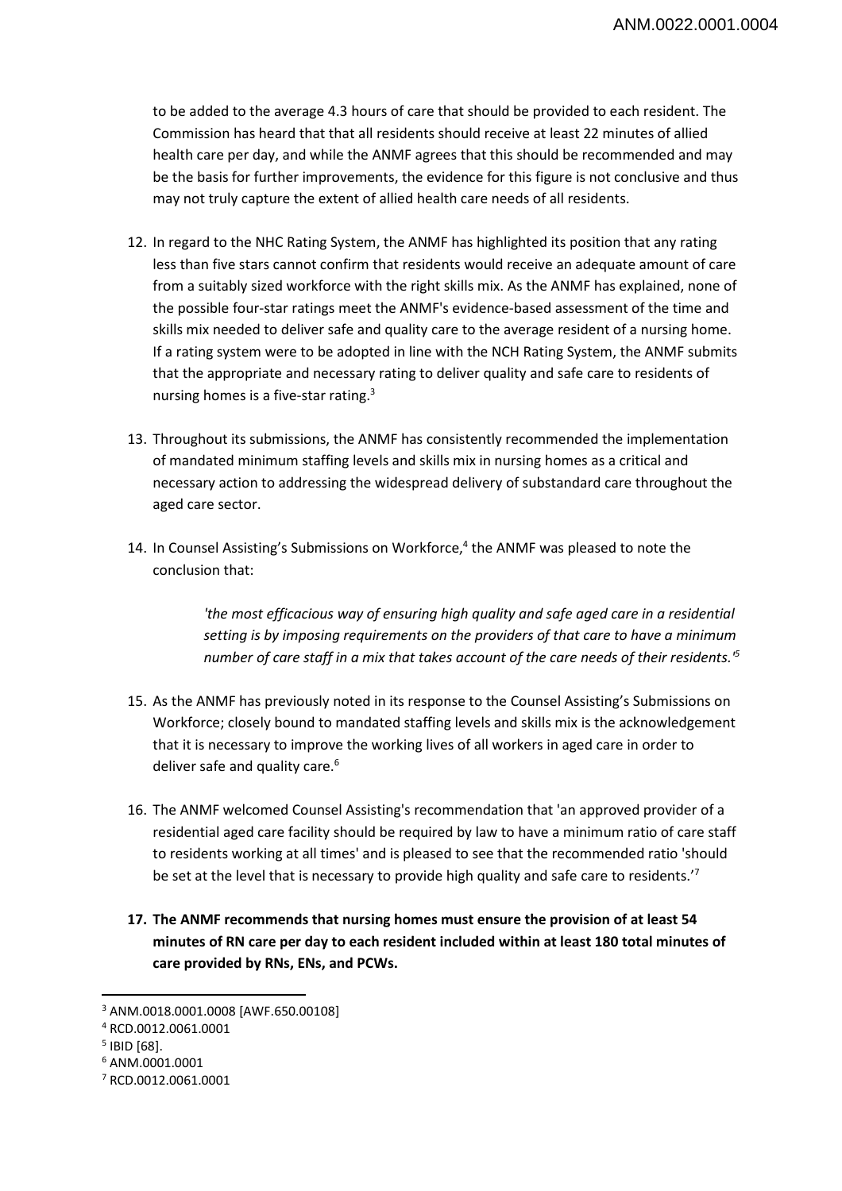to be added to the average 4.3 hours of care that should be provided to each resident. The Commission has heard that that all residents should receive at least 22 minutes of allied health care per day, and while the ANMF agrees that this should be recommended and may be the basis for further improvements, the evidence for this figure is not conclusive and thus may not truly capture the extent of allied health care needs of all residents.

12. In regard to the NHC Rating System, the ANMF has highlighted its position that any rating less than five stars cannot confirm that residents would receive an adequate amount of care from a suitably sized workforce with the right skills mix. As the ANMF has explained, none of the possible four-star ratings meet the ANMF's evidence-based assessment of the time and skills mix needed to deliver safe and quality care to the average resident of a nursing home. If a rating system were to be adopted in line with the NCH Rating System, the ANMF submits that the appropriate and necessary rating to deliver quality and safe care to residents of nursing homes is a five-star rating.[3]

13. Throughout its submissions, the ANMF has consistently recommended the implementation of mandated minimum staffing levels and skills mix in nursing homes as a critical and necessary action to addressing the widespread delivery of substandard care throughout the aged care sector.

14. In Counsel Assisting's Submissions on Workforce,[4] the ANMF was pleased to note the conclusion that:

> *'the most efficacious way of ensuring high quality and safe aged care in a residential setting is by imposing requirements on the providers of that care to have a minimum number of care staff in a mix that takes account of the care needs of their residents.'*[5]

15. As the ANMF has previously noted in its response to the Counsel Assisting's Submissions on Workforce; closely bound to mandated staffing levels and skills mix is the acknowledgement that it is necessary to improve the working lives of all workers in aged care in order to deliver safe and quality care.[6]

16. The ANMF welcomed Counsel Assisting's recommendation that 'an approved provider of a residential aged care facility should be required by law to have a minimum ratio of care staff to residents working at all times' and is pleased to see that the recommended ratio 'should be set at the level that is necessary to provide high quality and safe care to residents.'[7]

17. **The ANMF recommends that nursing homes must ensure the provision of at least 54 minutes of RN care per day to each resident included within at least 180 total minutes of care provided by RNs, ENs, and PCWs.**

---

[3] ANM.0018.0001.0008 [AWF.650.00108]

[4] RCD.0012.0061.0001

[5] IBID [68].

[6] ANM.0001.0001

[7] RCD.0012.0061.0001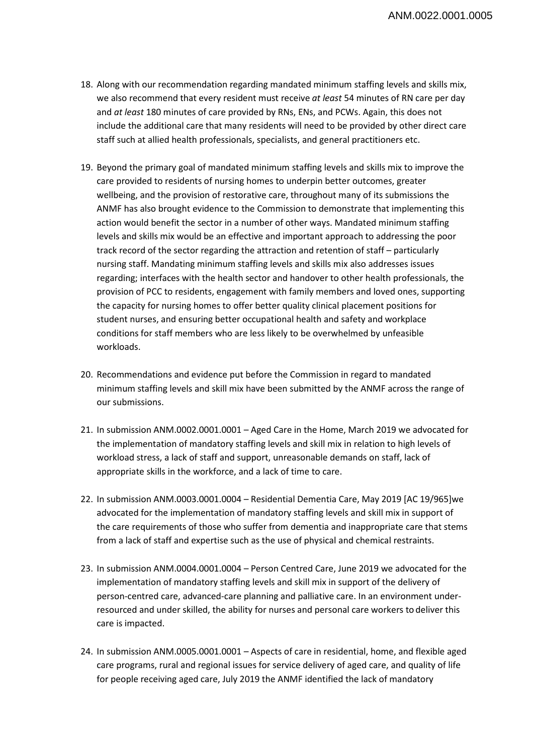18. Along with our recommendation regarding mandated minimum staffing levels and skills mix, we also recommend that every resident must receive *at least* 54 minutes of RN care per day and *at least* 180 minutes of care provided by RNs, ENs, and PCWs. Again, this does not include the additional care that many residents will need to be provided by other direct care staff such at allied health professionals, specialists, and general practitioners etc.

19. Beyond the primary goal of mandated minimum staffing levels and skills mix to improve the care provided to residents of nursing homes to underpin better outcomes, greater wellbeing, and the provision of restorative care, throughout many of its submissions the ANMF has also brought evidence to the Commission to demonstrate that implementing this action would benefit the sector in a number of other ways. Mandated minimum staffing levels and skills mix would be an effective and important approach to addressing the poor track record of the sector regarding the attraction and retention of staff – particularly nursing staff. Mandating minimum staffing levels and skills mix also addresses issues regarding; interfaces with the health sector and handover to other health professionals, the provision of PCC to residents, engagement with family members and loved ones, supporting the capacity for nursing homes to offer better quality clinical placement positions for student nurses, and ensuring better occupational health and safety and workplace conditions for staff members who are less likely to be overwhelmed by unfeasible workloads.

20. Recommendations and evidence put before the Commission in regard to mandated minimum staffing levels and skill mix have been submitted by the ANMF across the range of our submissions.

21. In submission ANM.0002.0001.0001 – Aged Care in the Home, March 2019 we advocated for the implementation of mandatory staffing levels and skill mix in relation to high levels of workload stress, a lack of staff and support, unreasonable demands on staff, lack of appropriate skills in the workforce, and a lack of time to care.

22. In submission ANM.0003.0001.0004 – Residential Dementia Care, May 2019 [AC 19/965]we advocated for the implementation of mandatory staffing levels and skill mix in support of the care requirements of those who suffer from dementia and inappropriate care that stems from a lack of staff and expertise such as the use of physical and chemical restraints.

23. In submission ANM.0004.0001.0004 – Person Centred Care, June 2019 we advocated for the implementation of mandatory staffing levels and skill mix in support of the delivery of person-centred care, advanced-care planning and palliative care. In an environment under-resourced and under skilled, the ability for nurses and personal care workers to deliver this care is impacted.

24. In submission ANM.0005.0001.0001 – Aspects of care in residential, home, and flexible aged care programs, rural and regional issues for service delivery of aged care, and quality of life for people receiving aged care, July 2019 the ANMF identified the lack of mandatory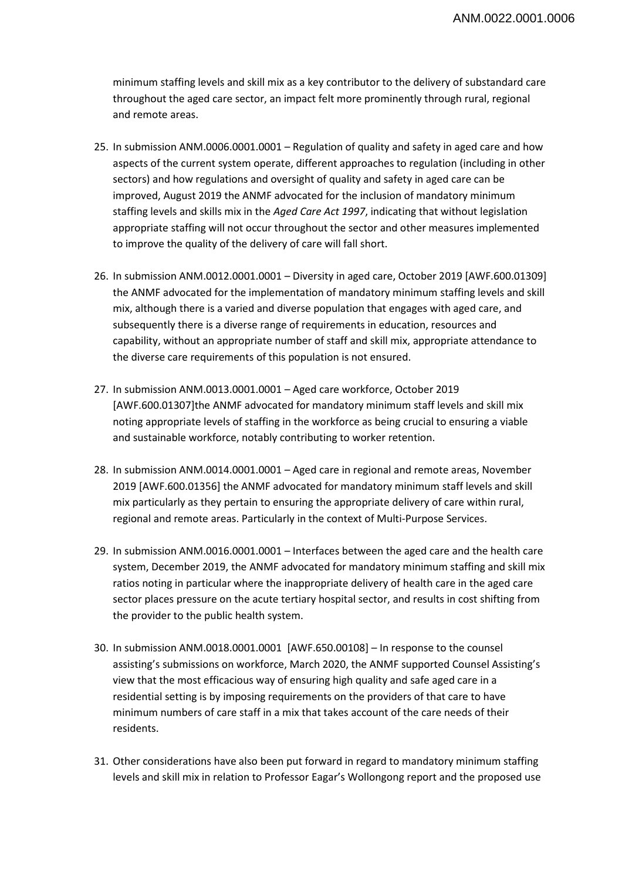minimum staffing levels and skill mix as a key contributor to the delivery of substandard care throughout the aged care sector, an impact felt more prominently through rural, regional and remote areas.

25. In submission ANM.0006.0001.0001 – Regulation of quality and safety in aged care and how aspects of the current system operate, different approaches to regulation (including in other sectors) and how regulations and oversight of quality and safety in aged care can be improved, August 2019 the ANMF advocated for the inclusion of mandatory minimum staffing levels and skills mix in the *Aged Care Act 1997*, indicating that without legislation appropriate staffing will not occur throughout the sector and other measures implemented to improve the quality of the delivery of care will fall short.

26. In submission ANM.0012.0001.0001 – Diversity in aged care, October 2019 [AWF.600.01309] the ANMF advocated for the implementation of mandatory minimum staffing levels and skill mix, although there is a varied and diverse population that engages with aged care, and subsequently there is a diverse range of requirements in education, resources and capability, without an appropriate number of staff and skill mix, appropriate attendance to the diverse care requirements of this population is not ensured.

27. In submission ANM.0013.0001.0001 – Aged care workforce, October 2019 [AWF.600.01307]the ANMF advocated for mandatory minimum staff levels and skill mix noting appropriate levels of staffing in the workforce as being crucial to ensuring a viable and sustainable workforce, notably contributing to worker retention.

28. In submission ANM.0014.0001.0001 – Aged care in regional and remote areas, November 2019 [AWF.600.01356] the ANMF advocated for mandatory minimum staff levels and skill mix particularly as they pertain to ensuring the appropriate delivery of care within rural, regional and remote areas. Particularly in the context of Multi-Purpose Services.

29. In submission ANM.0016.0001.0001 – Interfaces between the aged care and the health care system, December 2019, the ANMF advocated for mandatory minimum staffing and skill mix ratios noting in particular where the inappropriate delivery of health care in the aged care sector places pressure on the acute tertiary hospital sector, and results in cost shifting from the provider to the public health system.

30. In submission ANM.0018.0001.0001 [AWF.650.00108] – In response to the counsel assisting's submissions on workforce, March 2020, the ANMF supported Counsel Assisting's view that the most efficacious way of ensuring high quality and safe aged care in a residential setting is by imposing requirements on the providers of that care to have minimum numbers of care staff in a mix that takes account of the care needs of their residents.

31. Other considerations have also been put forward in regard to mandatory minimum staffing levels and skill mix in relation to Professor Eagar's Wollongong report and the proposed use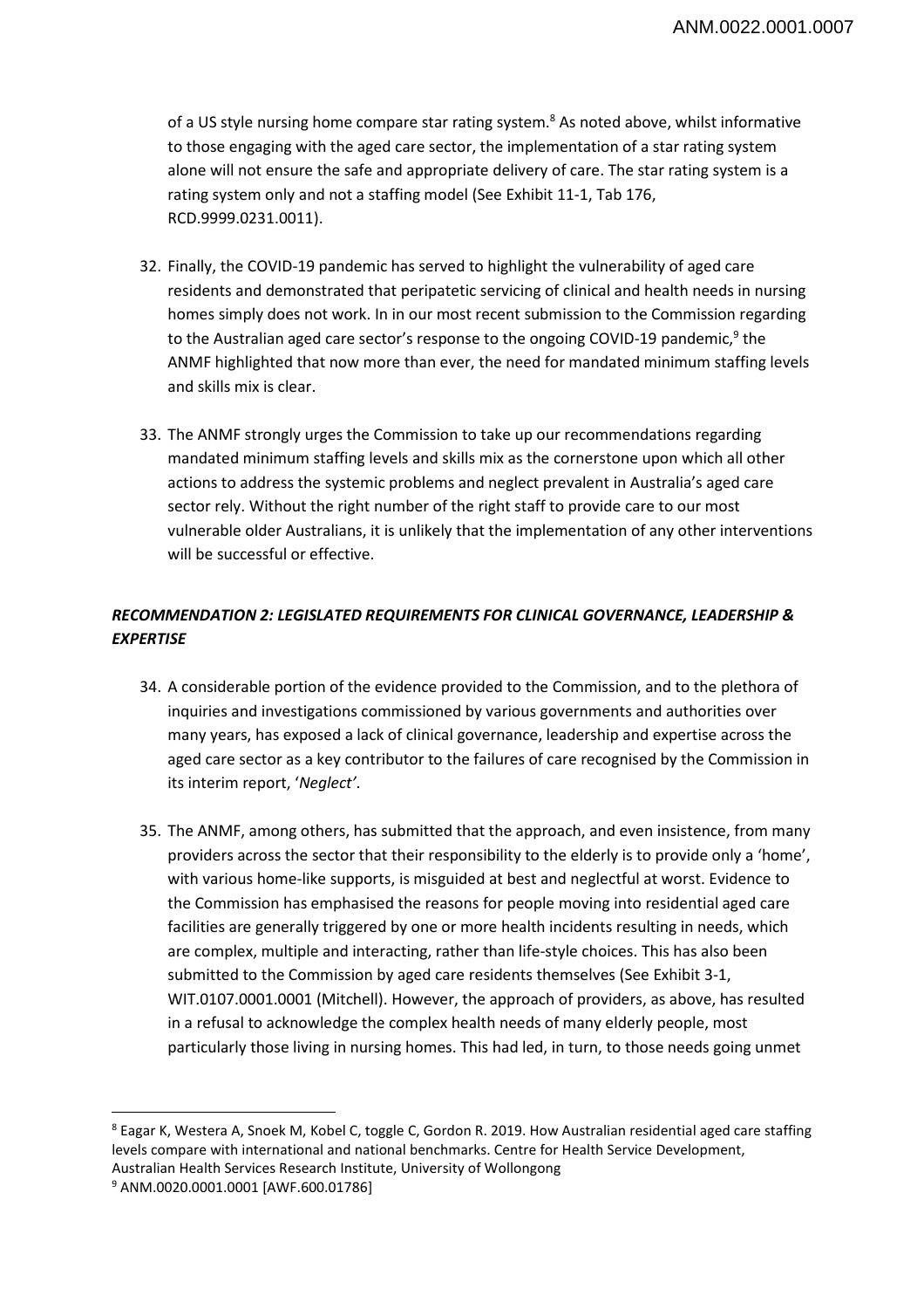of a US style nursing home compare star rating system.[8] As noted above, whilst informative to those engaging with the aged care sector, the implementation of a star rating system alone will not ensure the safe and appropriate delivery of care. The star rating system is a rating system only and not a staffing model (See Exhibit 11-1, Tab 176, RCD.9999.0231.0011).

32. Finally, the COVID-19 pandemic has served to highlight the vulnerability of aged care residents and demonstrated that peripatetic servicing of clinical and health needs in nursing homes simply does not work. In in our most recent submission to the Commission regarding to the Australian aged care sector's response to the ongoing COVID-19 pandemic,[9] the ANMF highlighted that now more than ever, the need for mandated minimum staffing levels and skills mix is clear.

33. The ANMF strongly urges the Commission to take up our recommendations regarding mandated minimum staffing levels and skills mix as the cornerstone upon which all other actions to address the systemic problems and neglect prevalent in Australia's aged care sector rely. Without the right number of the right staff to provide care to our most vulnerable older Australians, it is unlikely that the implementation of any other interventions will be successful or effective.

### ***RECOMMENDATION 2: LEGISLATED REQUIREMENTS FOR CLINICAL GOVERNANCE, LEADERSHIP & EXPERTISE***

34. A considerable portion of the evidence provided to the Commission, and to the plethora of inquiries and investigations commissioned by various governments and authorities over many years, has exposed a lack of clinical governance, leadership and expertise across the aged care sector as a key contributor to the failures of care recognised by the Commission in its interim report, '*Neglect'*.

35. The ANMF, among others, has submitted that the approach, and even insistence, from many providers across the sector that their responsibility to the elderly is to provide only a 'home', with various home-like supports, is misguided at best and neglectful at worst. Evidence to the Commission has emphasised the reasons for people moving into residential aged care facilities are generally triggered by one or more health incidents resulting in needs, which are complex, multiple and interacting, rather than life-style choices. This has also been submitted to the Commission by aged care residents themselves (See Exhibit 3-1, WIT.0107.0001.0001 (Mitchell). However, the approach of providers, as above, has resulted in a refusal to acknowledge the complex health needs of many elderly people, most particularly those living in nursing homes. This had led, in turn, to those needs going unmet

---

[8] Eagar K, Westera A, Snoek M, Kobel C, toggle C, Gordon R. 2019. How Australian residential aged care staffing levels compare with international and national benchmarks. Centre for Health Service Development, Australian Health Services Research Institute, University of Wollongong

[9] ANM.0020.0001.0001 [AWF.600.01786]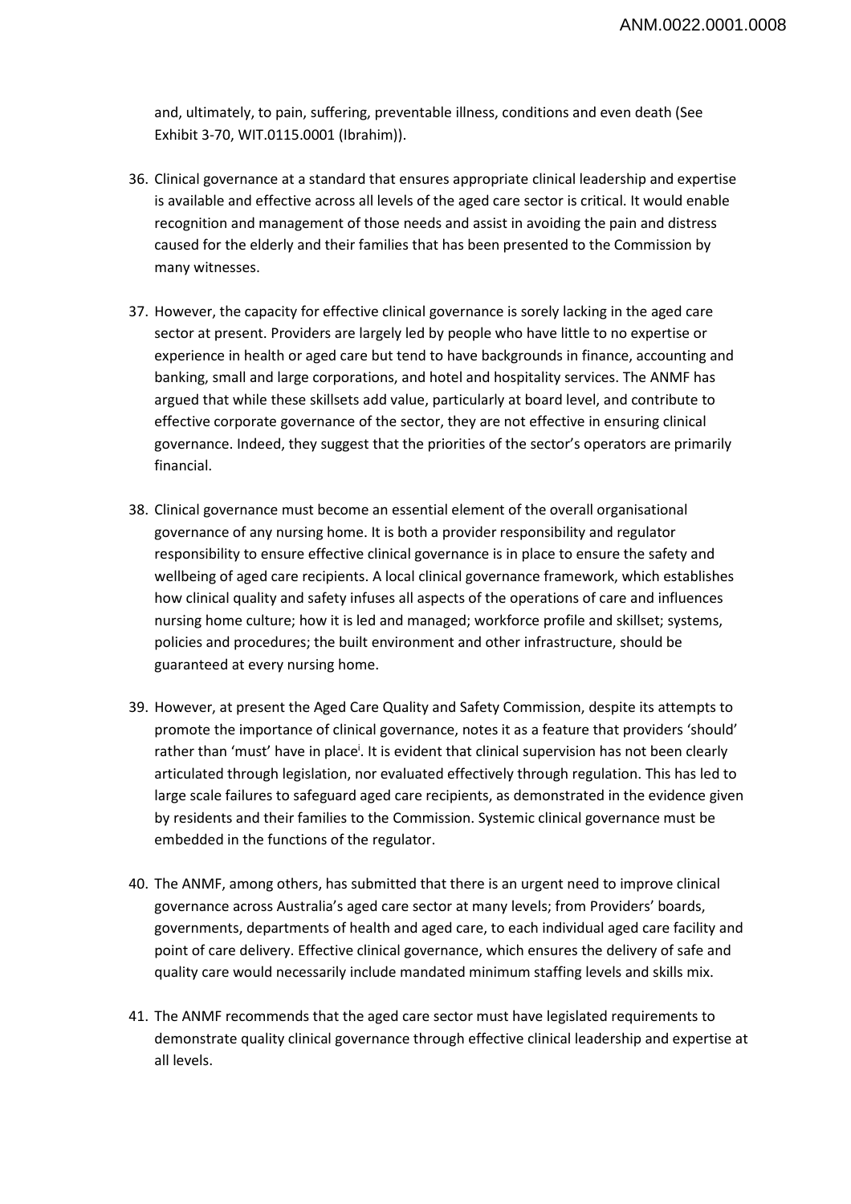and, ultimately, to pain, suffering, preventable illness, conditions and even death (See Exhibit 3-70, WIT.0115.0001 (Ibrahim)).

36. Clinical governance at a standard that ensures appropriate clinical leadership and expertise is available and effective across all levels of the aged care sector is critical. It would enable recognition and management of those needs and assist in avoiding the pain and distress caused for the elderly and their families that has been presented to the Commission by many witnesses.

37. However, the capacity for effective clinical governance is sorely lacking in the aged care sector at present. Providers are largely led by people who have little to no expertise or experience in health or aged care but tend to have backgrounds in finance, accounting and banking, small and large corporations, and hotel and hospitality services. The ANMF has argued that while these skillsets add value, particularly at board level, and contribute to effective corporate governance of the sector, they are not effective in ensuring clinical governance. Indeed, they suggest that the priorities of the sector's operators are primarily financial.

38. Clinical governance must become an essential element of the overall organisational governance of any nursing home. It is both a provider responsibility and regulator responsibility to ensure effective clinical governance is in place to ensure the safety and wellbeing of aged care recipients. A local clinical governance framework, which establishes how clinical quality and safety infuses all aspects of the operations of care and influences nursing home culture; how it is led and managed; workforce profile and skillset; systems, policies and procedures; the built environment and other infrastructure, should be guaranteed at every nursing home.

39. However, at present the Aged Care Quality and Safety Commission, despite its attempts to promote the importance of clinical governance, notes it as a feature that providers 'should' rather than 'must' have in place[i]. It is evident that clinical supervision has not been clearly articulated through legislation, nor evaluated effectively through regulation. This has led to large scale failures to safeguard aged care recipients, as demonstrated in the evidence given by residents and their families to the Commission. Systemic clinical governance must be embedded in the functions of the regulator.

40. The ANMF, among others, has submitted that there is an urgent need to improve clinical governance across Australia's aged care sector at many levels; from Providers' boards, governments, departments of health and aged care, to each individual aged care facility and point of care delivery. Effective clinical governance, which ensures the delivery of safe and quality care would necessarily include mandated minimum staffing levels and skills mix.

41. The ANMF recommends that the aged care sector must have legislated requirements to demonstrate quality clinical governance through effective clinical leadership and expertise at all levels.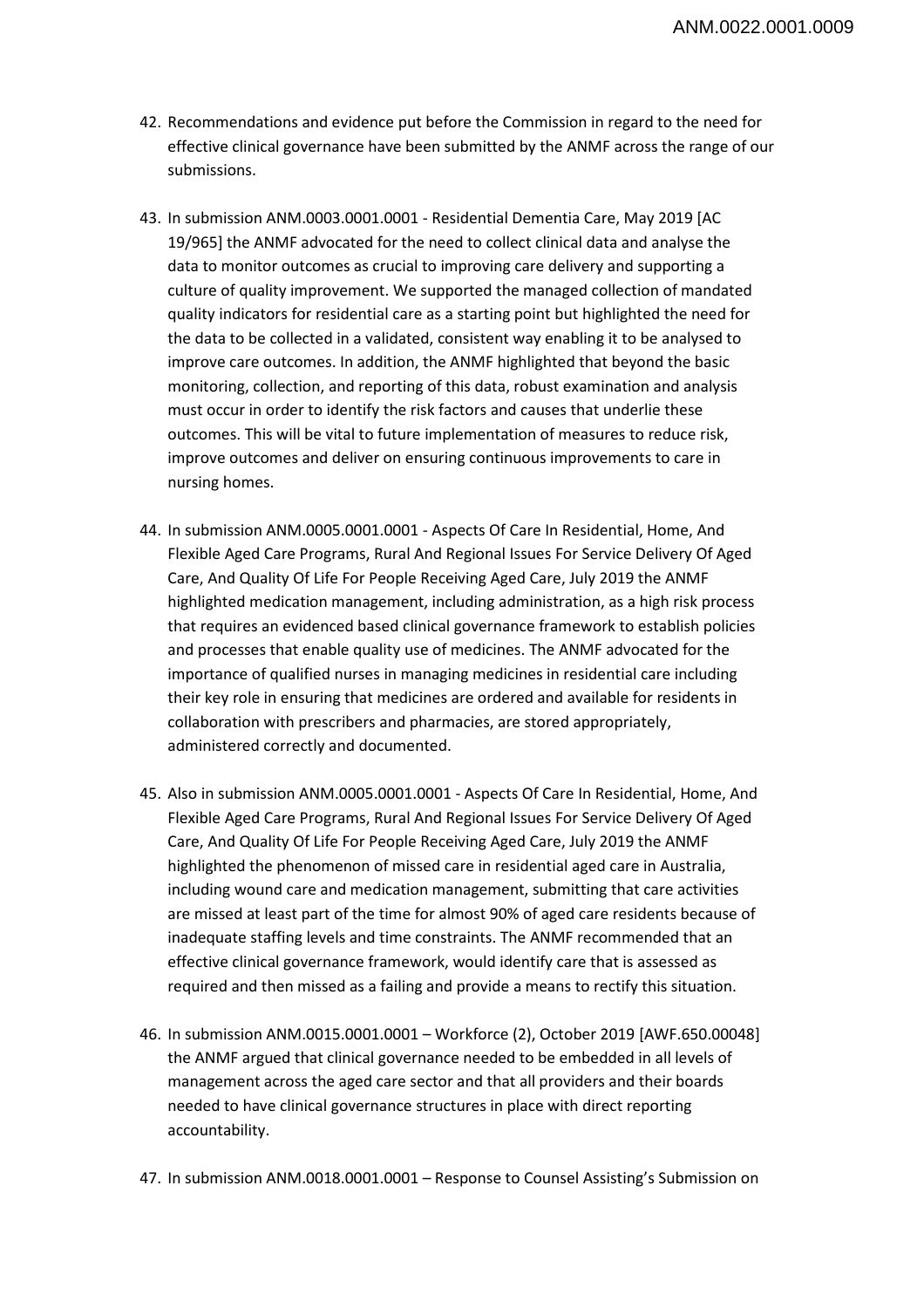42. Recommendations and evidence put before the Commission in regard to the need for effective clinical governance have been submitted by the ANMF across the range of our submissions.

43. In submission ANM.0003.0001.0001 - Residential Dementia Care, May 2019 [AC 19/965] the ANMF advocated for the need to collect clinical data and analyse the data to monitor outcomes as crucial to improving care delivery and supporting a culture of quality improvement. We supported the managed collection of mandated quality indicators for residential care as a starting point but highlighted the need for the data to be collected in a validated, consistent way enabling it to be analysed to improve care outcomes. In addition, the ANMF highlighted that beyond the basic monitoring, collection, and reporting of this data, robust examination and analysis must occur in order to identify the risk factors and causes that underlie these outcomes. This will be vital to future implementation of measures to reduce risk, improve outcomes and deliver on ensuring continuous improvements to care in nursing homes.

44. In submission ANM.0005.0001.0001 - Aspects Of Care In Residential, Home, And Flexible Aged Care Programs, Rural And Regional Issues For Service Delivery Of Aged Care, And Quality Of Life For People Receiving Aged Care, July 2019 the ANMF highlighted medication management, including administration, as a high risk process that requires an evidenced based clinical governance framework to establish policies and processes that enable quality use of medicines. The ANMF advocated for the importance of qualified nurses in managing medicines in residential care including their key role in ensuring that medicines are ordered and available for residents in collaboration with prescribers and pharmacies, are stored appropriately, administered correctly and documented.

45. Also in submission ANM.0005.0001.0001 - Aspects Of Care In Residential, Home, And Flexible Aged Care Programs, Rural And Regional Issues For Service Delivery Of Aged Care, And Quality Of Life For People Receiving Aged Care, July 2019 the ANMF highlighted the phenomenon of missed care in residential aged care in Australia, including wound care and medication management, submitting that care activities are missed at least part of the time for almost 90% of aged care residents because of inadequate staffing levels and time constraints. The ANMF recommended that an effective clinical governance framework, would identify care that is assessed as required and then missed as a failing and provide a means to rectify this situation.

46. In submission ANM.0015.0001.0001 – Workforce (2), October 2019 [AWF.650.00048] the ANMF argued that clinical governance needed to be embedded in all levels of management across the aged care sector and that all providers and their boards needed to have clinical governance structures in place with direct reporting accountability.

47. In submission ANM.0018.0001.0001 – Response to Counsel Assisting's Submission on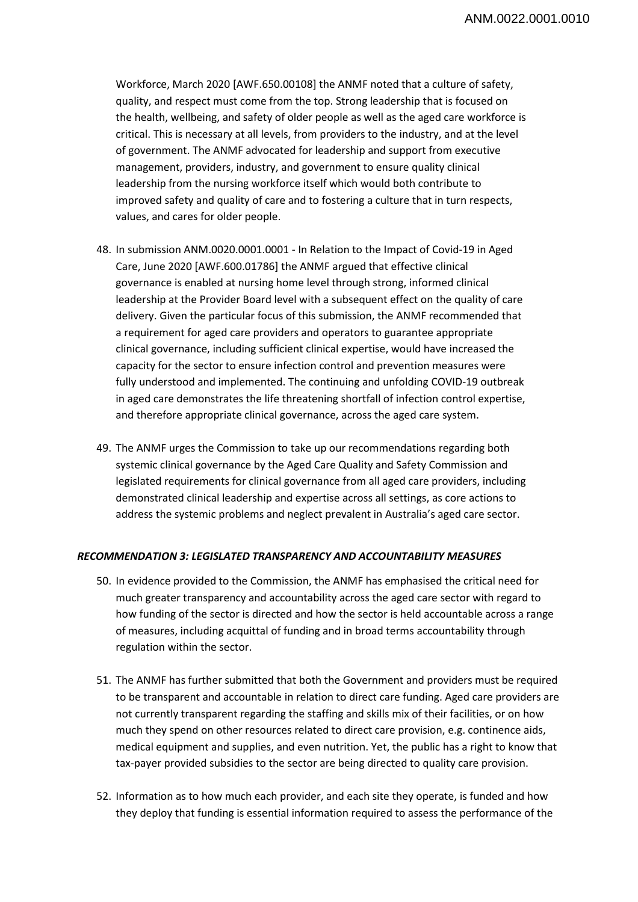Workforce, March 2020 [AWF.650.00108] the ANMF noted that a culture of safety, quality, and respect must come from the top. Strong leadership that is focused on the health, wellbeing, and safety of older people as well as the aged care workforce is critical. This is necessary at all levels, from providers to the industry, and at the level of government. The ANMF advocated for leadership and support from executive management, providers, industry, and government to ensure quality clinical leadership from the nursing workforce itself which would both contribute to improved safety and quality of care and to fostering a culture that in turn respects, values, and cares for older people.

48. In submission ANM.0020.0001.0001 - In Relation to the Impact of Covid-19 in Aged Care, June 2020 [AWF.600.01786] the ANMF argued that effective clinical governance is enabled at nursing home level through strong, informed clinical leadership at the Provider Board level with a subsequent effect on the quality of care delivery. Given the particular focus of this submission, the ANMF recommended that a requirement for aged care providers and operators to guarantee appropriate clinical governance, including sufficient clinical expertise, would have increased the capacity for the sector to ensure infection control and prevention measures were fully understood and implemented. The continuing and unfolding COVID-19 outbreak in aged care demonstrates the life threatening shortfall of infection control expertise, and therefore appropriate clinical governance, across the aged care system.

49. The ANMF urges the Commission to take up our recommendations regarding both systemic clinical governance by the Aged Care Quality and Safety Commission and legislated requirements for clinical governance from all aged care providers, including demonstrated clinical leadership and expertise across all settings, as core actions to address the systemic problems and neglect prevalent in Australia's aged care sector.

### *RECOMMENDATION 3: LEGISLATED TRANSPARENCY AND ACCOUNTABILITY MEASURES*

50. In evidence provided to the Commission, the ANMF has emphasised the critical need for much greater transparency and accountability across the aged care sector with regard to how funding of the sector is directed and how the sector is held accountable across a range of measures, including acquittal of funding and in broad terms accountability through regulation within the sector.

51. The ANMF has further submitted that both the Government and providers must be required to be transparent and accountable in relation to direct care funding. Aged care providers are not currently transparent regarding the staffing and skills mix of their facilities, or on how much they spend on other resources related to direct care provision, e.g. continence aids, medical equipment and supplies, and even nutrition. Yet, the public has a right to know that tax-payer provided subsidies to the sector are being directed to quality care provision.

52. Information as to how much each provider, and each site they operate, is funded and how they deploy that funding is essential information required to assess the performance of the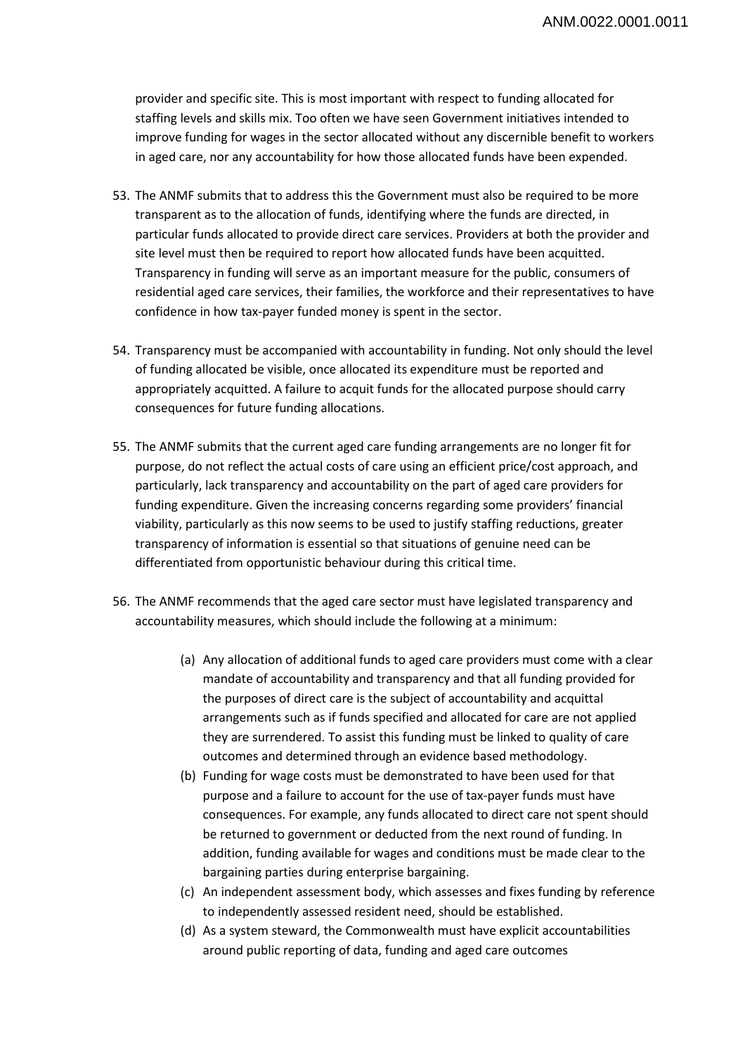provider and specific site. This is most important with respect to funding allocated for staffing levels and skills mix. Too often we have seen Government initiatives intended to improve funding for wages in the sector allocated without any discernible benefit to workers in aged care, nor any accountability for how those allocated funds have been expended.

53. The ANMF submits that to address this the Government must also be required to be more transparent as to the allocation of funds, identifying where the funds are directed, in particular funds allocated to provide direct care services. Providers at both the provider and site level must then be required to report how allocated funds have been acquitted. Transparency in funding will serve as an important measure for the public, consumers of residential aged care services, their families, the workforce and their representatives to have confidence in how tax-payer funded money is spent in the sector.

54. Transparency must be accompanied with accountability in funding. Not only should the level of funding allocated be visible, once allocated its expenditure must be reported and appropriately acquitted. A failure to acquit funds for the allocated purpose should carry consequences for future funding allocations.

55. The ANMF submits that the current aged care funding arrangements are no longer fit for purpose, do not reflect the actual costs of care using an efficient price/cost approach, and particularly, lack transparency and accountability on the part of aged care providers for funding expenditure. Given the increasing concerns regarding some providers' financial viability, particularly as this now seems to be used to justify staffing reductions, greater transparency of information is essential so that situations of genuine need can be differentiated from opportunistic behaviour during this critical time.

56. The ANMF recommends that the aged care sector must have legislated transparency and accountability measures, which should include the following at a minimum:

    (a) Any allocation of additional funds to aged care providers must come with a clear mandate of accountability and transparency and that all funding provided for the purposes of direct care is the subject of accountability and acquittal arrangements such as if funds specified and allocated for care are not applied they are surrendered. To assist this funding must be linked to quality of care outcomes and determined through an evidence based methodology.

    (b) Funding for wage costs must be demonstrated to have been used for that purpose and a failure to account for the use of tax-payer funds must have consequences. For example, any funds allocated to direct care not spent should be returned to government or deducted from the next round of funding. In addition, funding available for wages and conditions must be made clear to the bargaining parties during enterprise bargaining.

    (c) An independent assessment body, which assesses and fixes funding by reference to independently assessed resident need, should be established.

    (d) As a system steward, the Commonwealth must have explicit accountabilities around public reporting of data, funding and aged care outcomes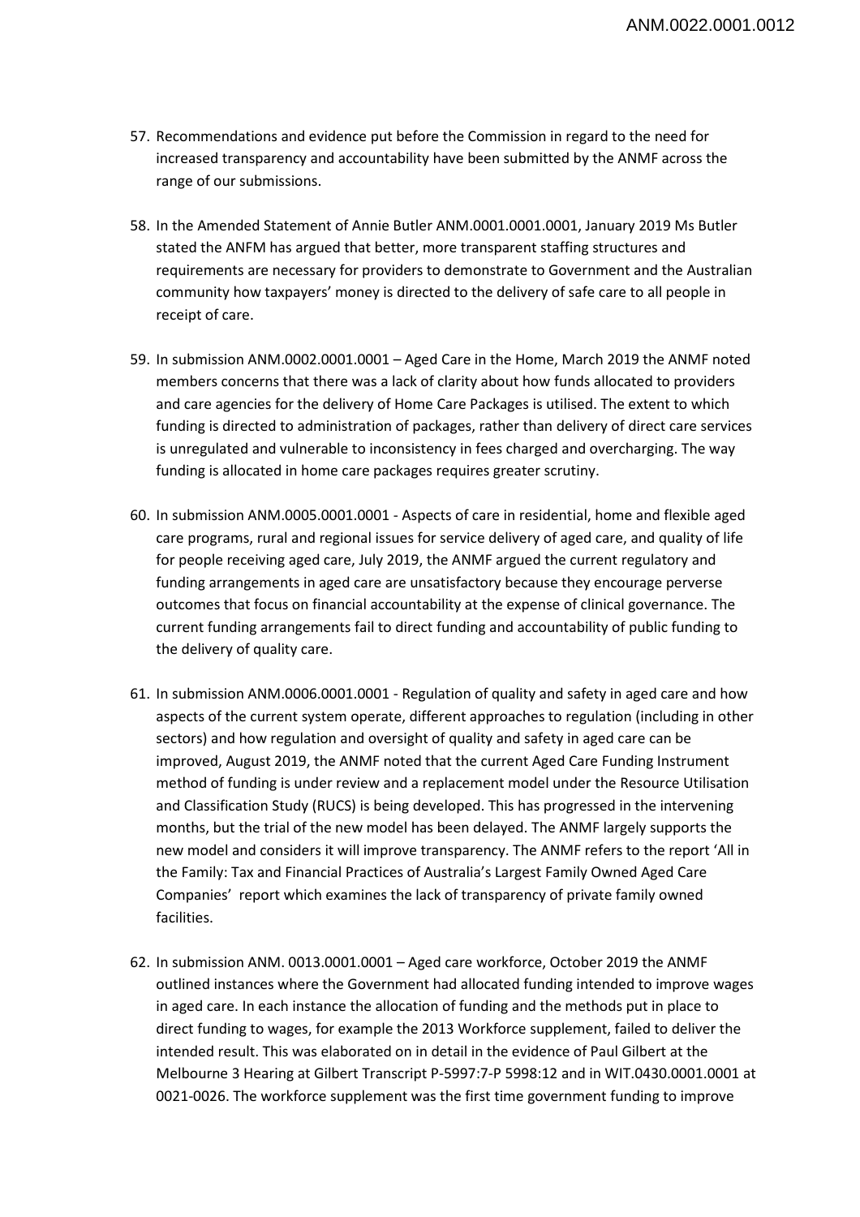57. Recommendations and evidence put before the Commission in regard to the need for increased transparency and accountability have been submitted by the ANMF across the range of our submissions.

58. In the Amended Statement of Annie Butler ANM.0001.0001.0001, January 2019 Ms Butler stated the ANFM has argued that better, more transparent staffing structures and requirements are necessary for providers to demonstrate to Government and the Australian community how taxpayers' money is directed to the delivery of safe care to all people in receipt of care.

59. In submission ANM.0002.0001.0001 – Aged Care in the Home, March 2019 the ANMF noted members concerns that there was a lack of clarity about how funds allocated to providers and care agencies for the delivery of Home Care Packages is utilised. The extent to which funding is directed to administration of packages, rather than delivery of direct care services is unregulated and vulnerable to inconsistency in fees charged and overcharging. The way funding is allocated in home care packages requires greater scrutiny.

60. In submission ANM.0005.0001.0001 - Aspects of care in residential, home and flexible aged care programs, rural and regional issues for service delivery of aged care, and quality of life for people receiving aged care, July 2019, the ANMF argued the current regulatory and funding arrangements in aged care are unsatisfactory because they encourage perverse outcomes that focus on financial accountability at the expense of clinical governance. The current funding arrangements fail to direct funding and accountability of public funding to the delivery of quality care.

61. In submission ANM.0006.0001.0001 - Regulation of quality and safety in aged care and how aspects of the current system operate, different approaches to regulation (including in other sectors) and how regulation and oversight of quality and safety in aged care can be improved, August 2019, the ANMF noted that the current Aged Care Funding Instrument method of funding is under review and a replacement model under the Resource Utilisation and Classification Study (RUCS) is being developed. This has progressed in the intervening months, but the trial of the new model has been delayed. The ANMF largely supports the new model and considers it will improve transparency. The ANMF refers to the report 'All in the Family: Tax and Financial Practices of Australia's Largest Family Owned Aged Care Companies' report which examines the lack of transparency of private family owned facilities.

62. In submission ANM. 0013.0001.0001 – Aged care workforce, October 2019 the ANMF outlined instances where the Government had allocated funding intended to improve wages in aged care. In each instance the allocation of funding and the methods put in place to direct funding to wages, for example the 2013 Workforce supplement, failed to deliver the intended result. This was elaborated on in detail in the evidence of Paul Gilbert at the Melbourne 3 Hearing at Gilbert Transcript P-5997:7-P 5998:12 and in WIT.0430.0001.0001 at 0021-0026. The workforce supplement was the first time government funding to improve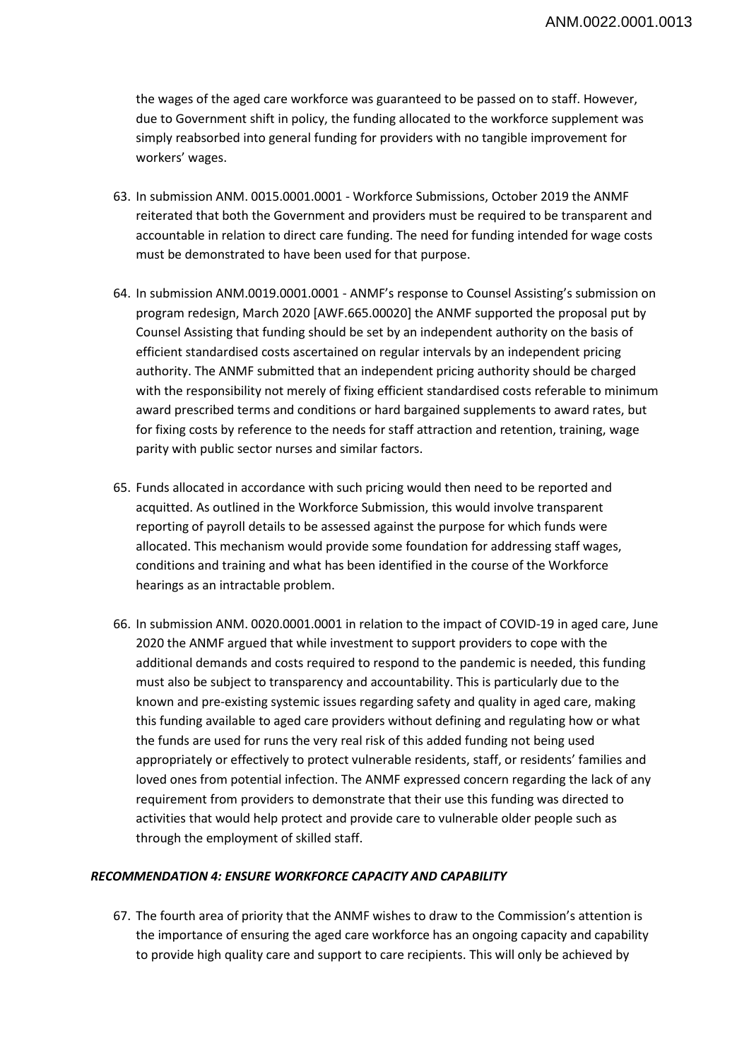the wages of the aged care workforce was guaranteed to be passed on to staff. However, due to Government shift in policy, the funding allocated to the workforce supplement was simply reabsorbed into general funding for providers with no tangible improvement for workers' wages.

63. In submission ANM. 0015.0001.0001 - Workforce Submissions, October 2019 the ANMF reiterated that both the Government and providers must be required to be transparent and accountable in relation to direct care funding. The need for funding intended for wage costs must be demonstrated to have been used for that purpose.

64. In submission ANM.0019.0001.0001 - ANMF's response to Counsel Assisting's submission on program redesign, March 2020 [AWF.665.00020] the ANMF supported the proposal put by Counsel Assisting that funding should be set by an independent authority on the basis of efficient standardised costs ascertained on regular intervals by an independent pricing authority. The ANMF submitted that an independent pricing authority should be charged with the responsibility not merely of fixing efficient standardised costs referable to minimum award prescribed terms and conditions or hard bargained supplements to award rates, but for fixing costs by reference to the needs for staff attraction and retention, training, wage parity with public sector nurses and similar factors.

65. Funds allocated in accordance with such pricing would then need to be reported and acquitted. As outlined in the Workforce Submission, this would involve transparent reporting of payroll details to be assessed against the purpose for which funds were allocated. This mechanism would provide some foundation for addressing staff wages, conditions and training and what has been identified in the course of the Workforce hearings as an intractable problem.

66. In submission ANM. 0020.0001.0001 in relation to the impact of COVID-19 in aged care, June 2020 the ANMF argued that while investment to support providers to cope with the additional demands and costs required to respond to the pandemic is needed, this funding must also be subject to transparency and accountability. This is particularly due to the known and pre-existing systemic issues regarding safety and quality in aged care, making this funding available to aged care providers without defining and regulating how or what the funds are used for runs the very real risk of this added funding not being used appropriately or effectively to protect vulnerable residents, staff, or residents' families and loved ones from potential infection. The ANMF expressed concern regarding the lack of any requirement from providers to demonstrate that their use this funding was directed to activities that would help protect and provide care to vulnerable older people such as through the employment of skilled staff.

### *RECOMMENDATION 4: ENSURE WORKFORCE CAPACITY AND CAPABILITY*

67. The fourth area of priority that the ANMF wishes to draw to the Commission's attention is the importance of ensuring the aged care workforce has an ongoing capacity and capability to provide high quality care and support to care recipients. This will only be achieved by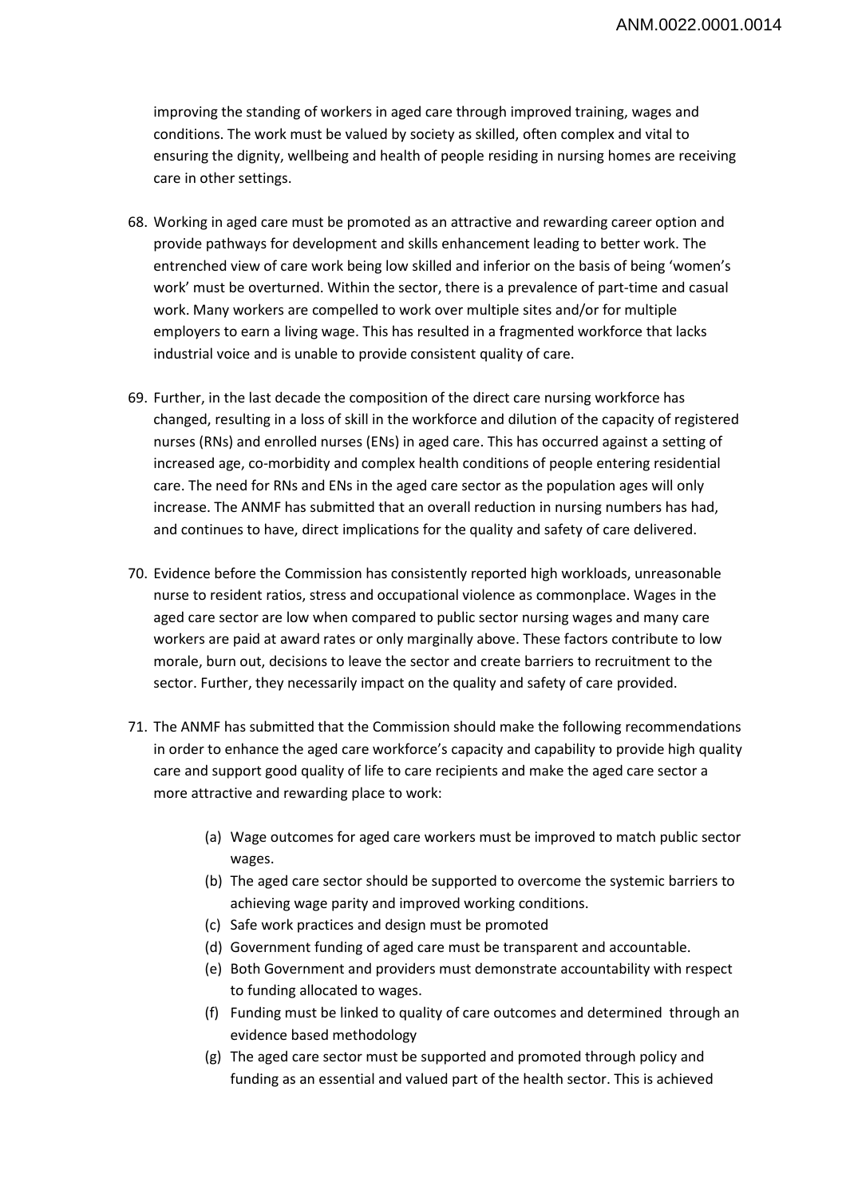improving the standing of workers in aged care through improved training, wages and conditions. The work must be valued by society as skilled, often complex and vital to ensuring the dignity, wellbeing and health of people residing in nursing homes are receiving care in other settings.

68. Working in aged care must be promoted as an attractive and rewarding career option and provide pathways for development and skills enhancement leading to better work. The entrenched view of care work being low skilled and inferior on the basis of being 'women's work' must be overturned. Within the sector, there is a prevalence of part-time and casual work. Many workers are compelled to work over multiple sites and/or for multiple employers to earn a living wage. This has resulted in a fragmented workforce that lacks industrial voice and is unable to provide consistent quality of care.

69. Further, in the last decade the composition of the direct care nursing workforce has changed, resulting in a loss of skill in the workforce and dilution of the capacity of registered nurses (RNs) and enrolled nurses (ENs) in aged care. This has occurred against a setting of increased age, co-morbidity and complex health conditions of people entering residential care. The need for RNs and ENs in the aged care sector as the population ages will only increase. The ANMF has submitted that an overall reduction in nursing numbers has had, and continues to have, direct implications for the quality and safety of care delivered.

70. Evidence before the Commission has consistently reported high workloads, unreasonable nurse to resident ratios, stress and occupational violence as commonplace. Wages in the aged care sector are low when compared to public sector nursing wages and many care workers are paid at award rates or only marginally above. These factors contribute to low morale, burn out, decisions to leave the sector and create barriers to recruitment to the sector. Further, they necessarily impact on the quality and safety of care provided.

71. The ANMF has submitted that the Commission should make the following recommendations in order to enhance the aged care workforce's capacity and capability to provide high quality care and support good quality of life to care recipients and make the aged care sector a more attractive and rewarding place to work:

    (a) Wage outcomes for aged care workers must be improved to match public sector wages.
    (b) The aged care sector should be supported to overcome the systemic barriers to achieving wage parity and improved working conditions.
    (c) Safe work practices and design must be promoted
    (d) Government funding of aged care must be transparent and accountable.
    (e) Both Government and providers must demonstrate accountability with respect to funding allocated to wages.
    (f) Funding must be linked to quality of care outcomes and determined through an evidence based methodology
    (g) The aged care sector must be supported and promoted through policy and funding as an essential and valued part of the health sector. This is achieved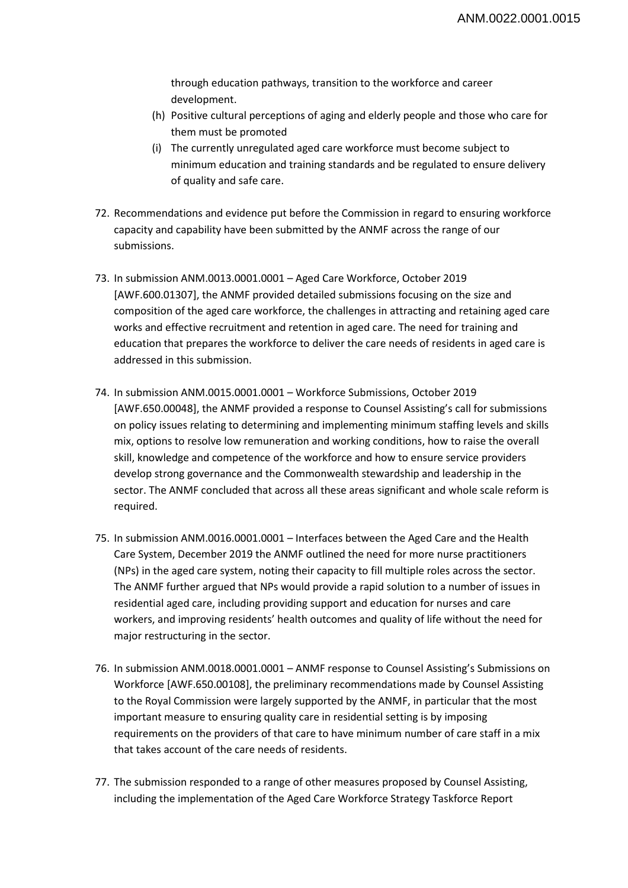through education pathways, transition to the workforce and career development.

(h) Positive cultural perceptions of aging and elderly people and those who care for them must be promoted

(i) The currently unregulated aged care workforce must become subject to minimum education and training standards and be regulated to ensure delivery of quality and safe care.

72. Recommendations and evidence put before the Commission in regard to ensuring workforce capacity and capability have been submitted by the ANMF across the range of our submissions.

73. In submission ANM.0013.0001.0001 – Aged Care Workforce, October 2019 [AWF.600.01307], the ANMF provided detailed submissions focusing on the size and composition of the aged care workforce, the challenges in attracting and retaining aged care works and effective recruitment and retention in aged care. The need for training and education that prepares the workforce to deliver the care needs of residents in aged care is addressed in this submission.

74. In submission ANM.0015.0001.0001 – Workforce Submissions, October 2019 [AWF.650.00048], the ANMF provided a response to Counsel Assisting's call for submissions on policy issues relating to determining and implementing minimum staffing levels and skills mix, options to resolve low remuneration and working conditions, how to raise the overall skill, knowledge and competence of the workforce and how to ensure service providers develop strong governance and the Commonwealth stewardship and leadership in the sector. The ANMF concluded that across all these areas significant and whole scale reform is required.

75. In submission ANM.0016.0001.0001 – Interfaces between the Aged Care and the Health Care System, December 2019 the ANMF outlined the need for more nurse practitioners (NPs) in the aged care system, noting their capacity to fill multiple roles across the sector. The ANMF further argued that NPs would provide a rapid solution to a number of issues in residential aged care, including providing support and education for nurses and care workers, and improving residents' health outcomes and quality of life without the need for major restructuring in the sector.

76. In submission ANM.0018.0001.0001 – ANMF response to Counsel Assisting's Submissions on Workforce [AWF.650.00108], the preliminary recommendations made by Counsel Assisting to the Royal Commission were largely supported by the ANMF, in particular that the most important measure to ensuring quality care in residential setting is by imposing requirements on the providers of that care to have minimum number of care staff in a mix that takes account of the care needs of residents.

77. The submission responded to a range of other measures proposed by Counsel Assisting, including the implementation of the Aged Care Workforce Strategy Taskforce Report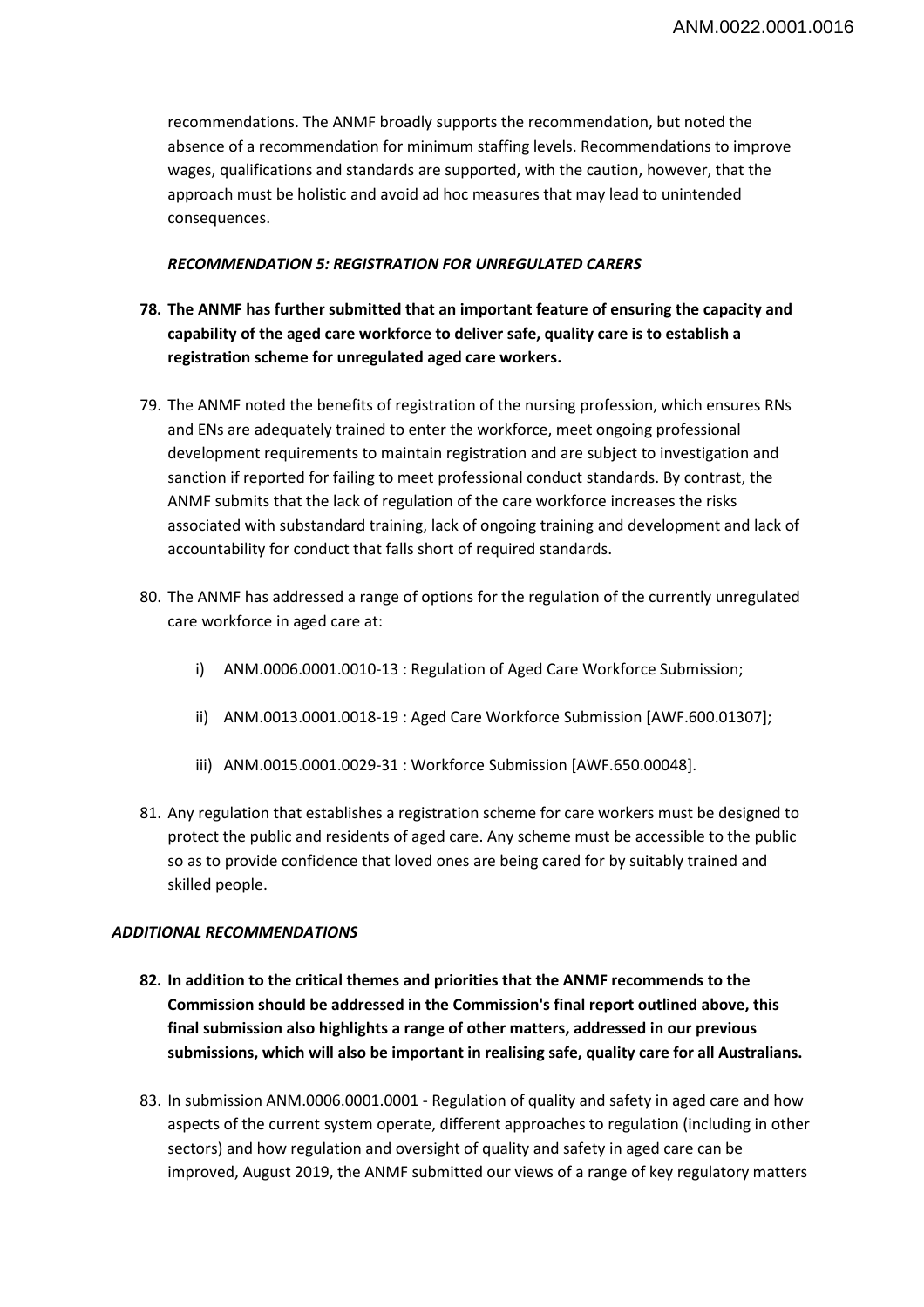recommendations. The ANMF broadly supports the recommendation, but noted the absence of a recommendation for minimum staffing levels. Recommendations to improve wages, qualifications and standards are supported, with the caution, however, that the approach must be holistic and avoid ad hoc measures that may lead to unintended consequences.

***RECOMMENDATION 5: REGISTRATION FOR UNREGULATED CARERS***

78. **The ANMF has further submitted that an important feature of ensuring the capacity and capability of the aged care workforce to deliver safe, quality care is to establish a registration scheme for unregulated aged care workers.**

79. The ANMF noted the benefits of registration of the nursing profession, which ensures RNs and ENs are adequately trained to enter the workforce, meet ongoing professional development requirements to maintain registration and are subject to investigation and sanction if reported for failing to meet professional conduct standards. By contrast, the ANMF submits that the lack of regulation of the care workforce increases the risks associated with substandard training, lack of ongoing training and development and lack of accountability for conduct that falls short of required standards.

80. The ANMF has addressed a range of options for the regulation of the currently unregulated care workforce in aged care at:

    i) ANM.0006.0001.0010-13 : Regulation of Aged Care Workforce Submission;

    ii) ANM.0013.0001.0018-19 : Aged Care Workforce Submission [AWF.600.01307];

    iii) ANM.0015.0001.0029-31 : Workforce Submission [AWF.650.00048].

81. Any regulation that establishes a registration scheme for care workers must be designed to protect the public and residents of aged care. Any scheme must be accessible to the public so as to provide confidence that loved ones are being cared for by suitably trained and skilled people.

***ADDITIONAL RECOMMENDATIONS***

82. **In addition to the critical themes and priorities that the ANMF recommends to the Commission should be addressed in the Commission's final report outlined above, this final submission also highlights a range of other matters, addressed in our previous submissions, which will also be important in realising safe, quality care for all Australians.**

83. In submission ANM.0006.0001.0001 - Regulation of quality and safety in aged care and how aspects of the current system operate, different approaches to regulation (including in other sectors) and how regulation and oversight of quality and safety in aged care can be improved, August 2019, the ANMF submitted our views of a range of key regulatory matters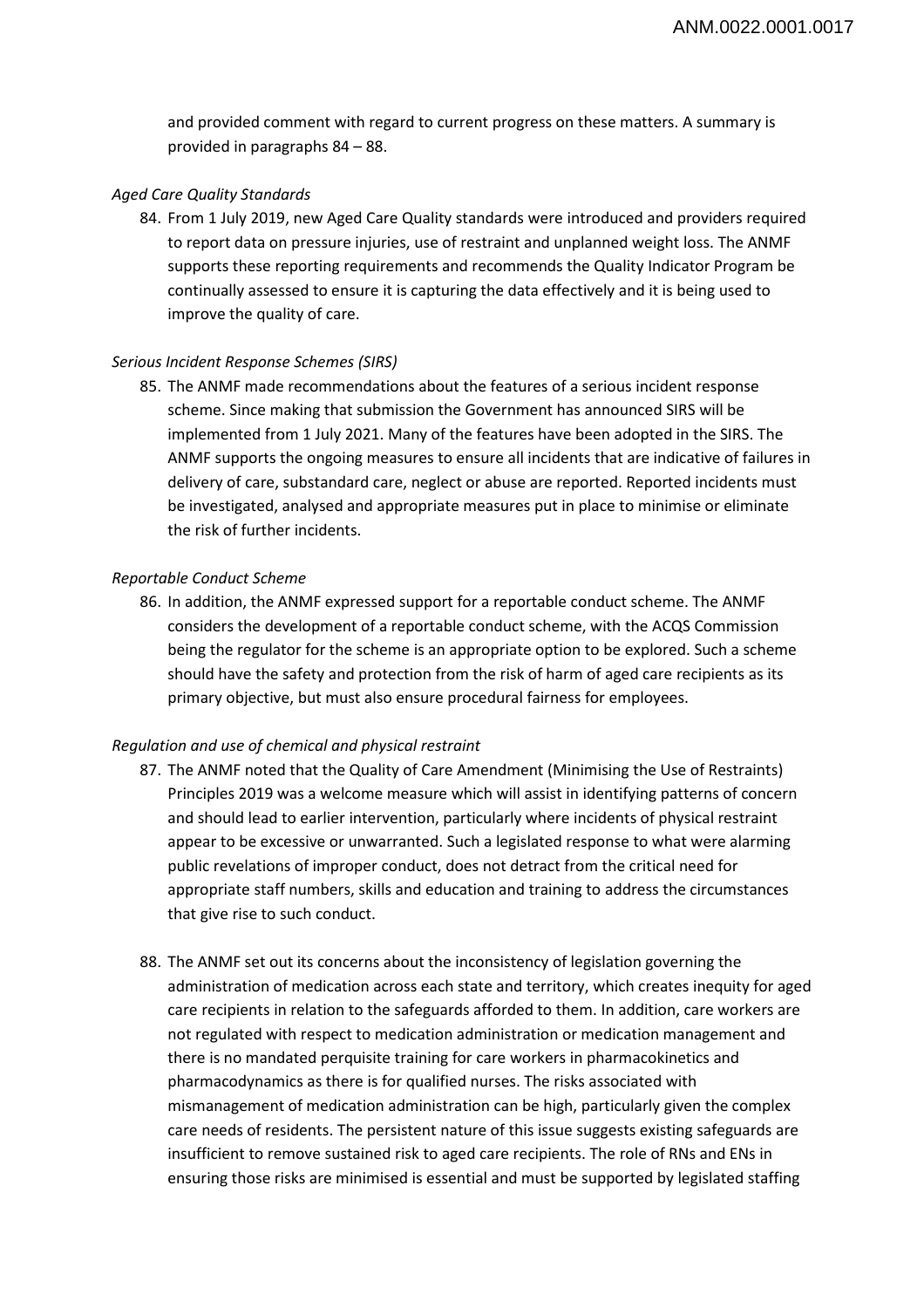and provided comment with regard to current progress on these matters. A summary is provided in paragraphs 84 – 88.

*Aged Care Quality Standards*

84. From 1 July 2019, new Aged Care Quality standards were introduced and providers required to report data on pressure injuries, use of restraint and unplanned weight loss. The ANMF supports these reporting requirements and recommends the Quality Indicator Program be continually assessed to ensure it is capturing the data effectively and it is being used to improve the quality of care.

*Serious Incident Response Schemes (SIRS)*

85. The ANMF made recommendations about the features of a serious incident response scheme. Since making that submission the Government has announced SIRS will be implemented from 1 July 2021. Many of the features have been adopted in the SIRS. The ANMF supports the ongoing measures to ensure all incidents that are indicative of failures in delivery of care, substandard care, neglect or abuse are reported. Reported incidents must be investigated, analysed and appropriate measures put in place to minimise or eliminate the risk of further incidents.

*Reportable Conduct Scheme*

86. In addition, the ANMF expressed support for a reportable conduct scheme. The ANMF considers the development of a reportable conduct scheme, with the ACQS Commission being the regulator for the scheme is an appropriate option to be explored. Such a scheme should have the safety and protection from the risk of harm of aged care recipients as its primary objective, but must also ensure procedural fairness for employees.

*Regulation and use of chemical and physical restraint*

87. The ANMF noted that the Quality of Care Amendment (Minimising the Use of Restraints) Principles 2019 was a welcome measure which will assist in identifying patterns of concern and should lead to earlier intervention, particularly where incidents of physical restraint appear to be excessive or unwarranted. Such a legislated response to what were alarming public revelations of improper conduct, does not detract from the critical need for appropriate staff numbers, skills and education and training to address the circumstances that give rise to such conduct.

88. The ANMF set out its concerns about the inconsistency of legislation governing the administration of medication across each state and territory, which creates inequity for aged care recipients in relation to the safeguards afforded to them. In addition, care workers are not regulated with respect to medication administration or medication management and there is no mandated perquisite training for care workers in pharmacokinetics and pharmacodynamics as there is for qualified nurses. The risks associated with mismanagement of medication administration can be high, particularly given the complex care needs of residents. The persistent nature of this issue suggests existing safeguards are insufficient to remove sustained risk to aged care recipients. The role of RNs and ENs in ensuring those risks are minimised is essential and must be supported by legislated staffing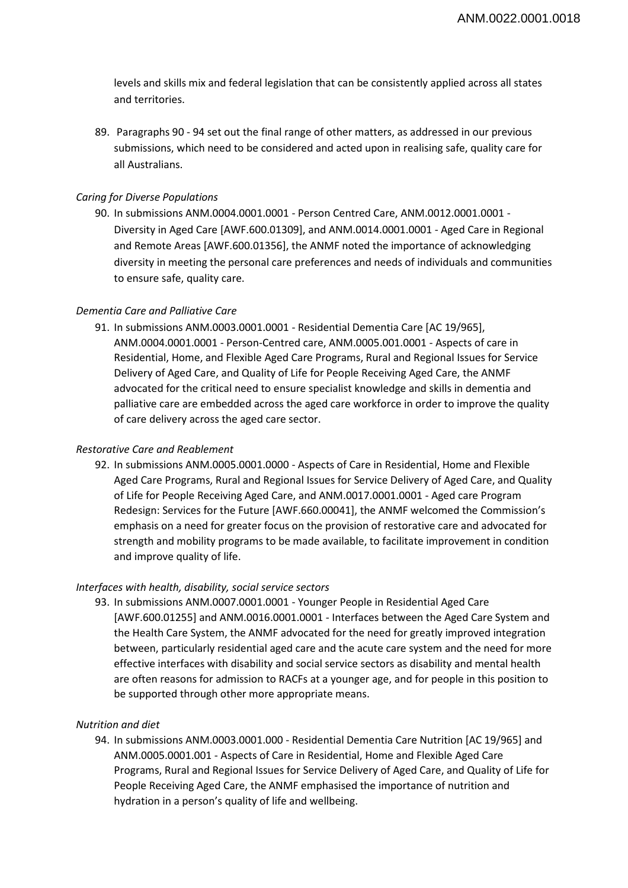levels and skills mix and federal legislation that can be consistently applied across all states and territories.

89. Paragraphs 90 - 94 set out the final range of other matters, as addressed in our previous submissions, which need to be considered and acted upon in realising safe, quality care for all Australians.

*Caring for Diverse Populations*

90. In submissions ANM.0004.0001.0001 - Person Centred Care, ANM.0012.0001.0001 - Diversity in Aged Care [AWF.600.01309], and ANM.0014.0001.0001 - Aged Care in Regional and Remote Areas [AWF.600.01356], the ANMF noted the importance of acknowledging diversity in meeting the personal care preferences and needs of individuals and communities to ensure safe, quality care.

*Dementia Care and Palliative Care*

91. In submissions ANM.0003.0001.0001 - Residential Dementia Care [AC 19/965], ANM.0004.0001.0001 - Person-Centred care, ANM.0005.001.0001 - Aspects of care in Residential, Home, and Flexible Aged Care Programs, Rural and Regional Issues for Service Delivery of Aged Care, and Quality of Life for People Receiving Aged Care, the ANMF advocated for the critical need to ensure specialist knowledge and skills in dementia and palliative care are embedded across the aged care workforce in order to improve the quality of care delivery across the aged care sector.

*Restorative Care and Reablement*

92. In submissions ANM.0005.0001.0000 - Aspects of Care in Residential, Home and Flexible Aged Care Programs, Rural and Regional Issues for Service Delivery of Aged Care, and Quality of Life for People Receiving Aged Care, and ANM.0017.0001.0001 - Aged care Program Redesign: Services for the Future [AWF.660.00041], the ANMF welcomed the Commission's emphasis on a need for greater focus on the provision of restorative care and advocated for strength and mobility programs to be made available, to facilitate improvement in condition and improve quality of life.

*Interfaces with health, disability, social service sectors*

93. In submissions ANM.0007.0001.0001 - Younger People in Residential Aged Care [AWF.600.01255] and ANM.0016.0001.0001 - Interfaces between the Aged Care System and the Health Care System, the ANMF advocated for the need for greatly improved integration between, particularly residential aged care and the acute care system and the need for more effective interfaces with disability and social service sectors as disability and mental health are often reasons for admission to RACFs at a younger age, and for people in this position to be supported through other more appropriate means.

*Nutrition and diet*

94. In submissions ANM.0003.0001.000 - Residential Dementia Care Nutrition [AC 19/965] and ANM.0005.0001.001 - Aspects of Care in Residential, Home and Flexible Aged Care Programs, Rural and Regional Issues for Service Delivery of Aged Care, and Quality of Life for People Receiving Aged Care, the ANMF emphasised the importance of nutrition and hydration in a person's quality of life and wellbeing.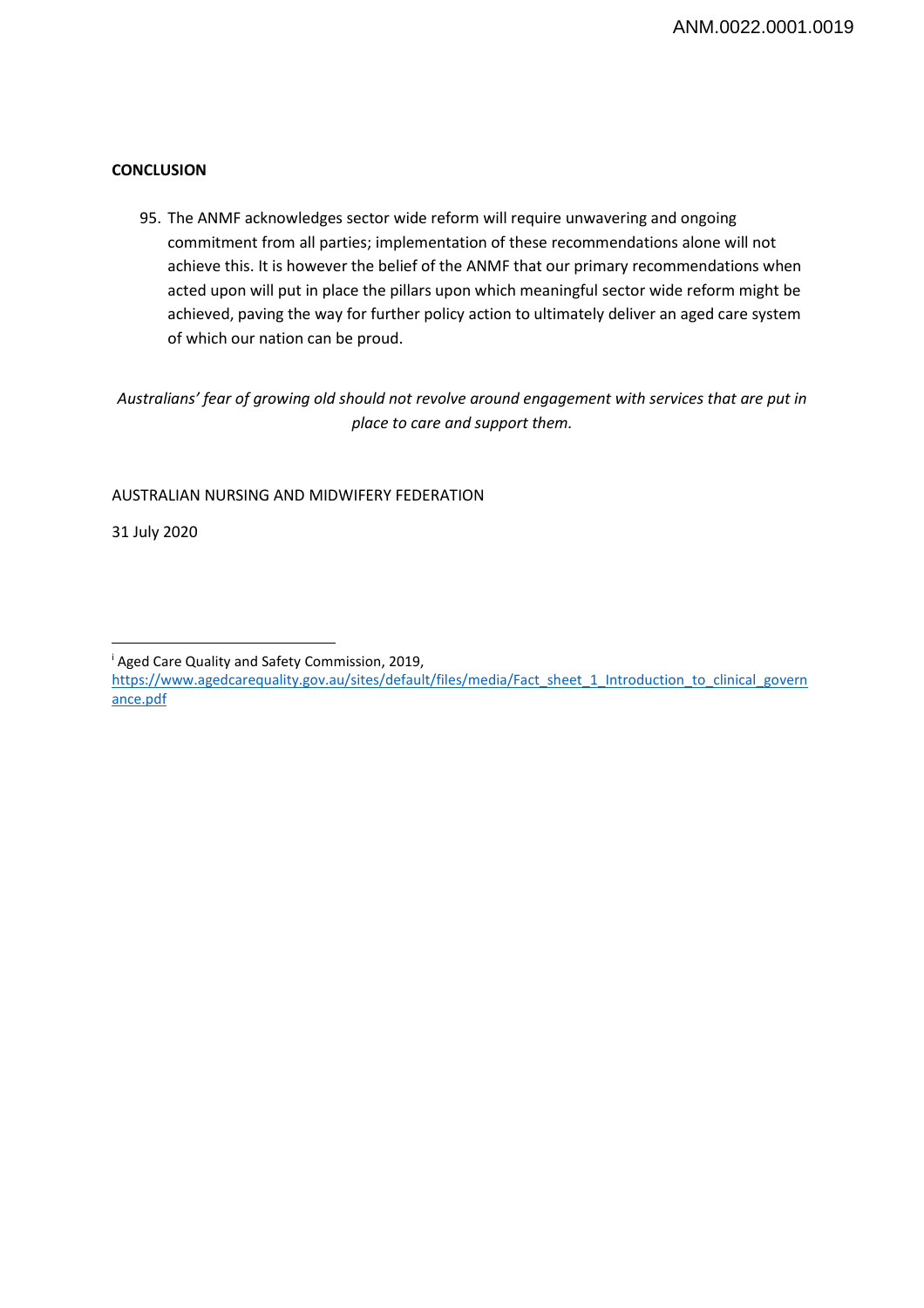**CONCLUSION**

95. The ANMF acknowledges sector wide reform will require unwavering and ongoing commitment from all parties; implementation of these recommendations alone will not achieve this. It is however the belief of the ANMF that our primary recommendations when acted upon will put in place the pillars upon which meaningful sector wide reform might be achieved, paving the way for further policy action to ultimately deliver an aged care system of which our nation can be proud.

*Australians' fear of growing old should not revolve around engagement with services that are put in place to care and support them.*

AUSTRALIAN NURSING AND MIDWIFERY FEDERATION

31 July 2020

---

[i] Aged Care Quality and Safety Commission, 2019, https://www.agedcarequality.gov.au/sites/default/files/media/Fact_sheet_1_Introduction_to_clinical_governance.pdf